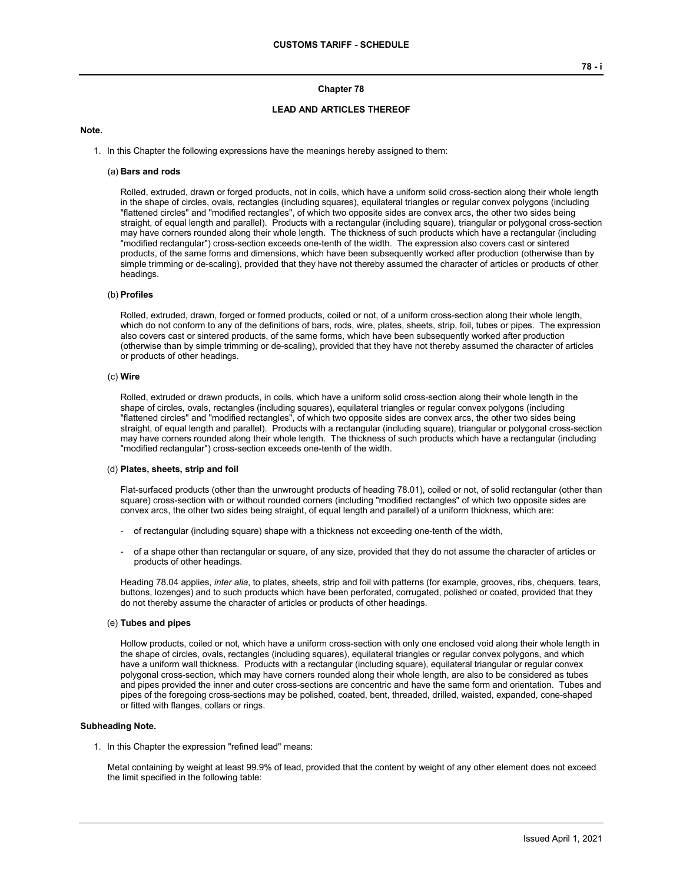## Chapter 78

## LEAD AND ARTICLES THEREOF

**Note.**

1. In this Chapter the following expressions have the meanings hereby assigned to them:

   (a) **Bars and rods**

   Rolled, extruded, drawn or forged products, not in coils, which have a uniform solid cross-section along their whole length in the shape of circles, ovals, rectangles (including squares), equilateral triangles or regular convex polygons (including "flattened circles" and "modified rectangles", of which two opposite sides are convex arcs, the other two sides being straight, of equal length and parallel). Products with a rectangular (including square), triangular or polygonal cross-section may have corners rounded along their whole length. The thickness of such products which have a rectangular (including "modified rectangular") cross-section exceeds one-tenth of the width. The expression also covers cast or sintered products, of the same forms and dimensions, which have been subsequently worked after production (otherwise than by simple trimming or de-scaling), provided that they have not thereby assumed the character of articles or products of other headings.

   (b) **Profiles**

   Rolled, extruded, drawn, forged or formed products, coiled or not, of a uniform cross-section along their whole length, which do not conform to any of the definitions of bars, rods, wire, plates, sheets, strip, foil, tubes or pipes. The expression also covers cast or sintered products, of the same forms, which have been subsequently worked after production (otherwise than by simple trimming or de-scaling), provided that they have not thereby assumed the character of articles or products of other headings.

   (c) **Wire**

   Rolled, extruded or drawn products, in coils, which have a uniform solid cross-section along their whole length in the shape of circles, ovals, rectangles (including squares), equilateral triangles or regular convex polygons (including "flattened circles" and "modified rectangles", of which two opposite sides are convex arcs, the other two sides being straight, of equal length and parallel). Products with a rectangular (including square), triangular or polygonal cross-section may have corners rounded along their whole length. The thickness of such products which have a rectangular (including "modified rectangular") cross-section exceeds one-tenth of the width.

   (d) **Plates, sheets, strip and foil**

   Flat-surfaced products (other than the unwrought products of heading 78.01), coiled or not, of solid rectangular (other than square) cross-section with or without rounded corners (including "modified rectangles" of which two opposite sides are convex arcs, the other two sides being straight, of equal length and parallel) of a uniform thickness, which are:

   - of rectangular (including square) shape with a thickness not exceeding one-tenth of the width,
   - of a shape other than rectangular or square, of any size, provided that they do not assume the character of articles or products of other headings.

   Heading 78.04 applies, *inter alia*, to plates, sheets, strip and foil with patterns (for example, grooves, ribs, chequers, tears, buttons, lozenges) and to such products which have been perforated, corrugated, polished or coated, provided that they do not thereby assume the character of articles or products of other headings.

   (e) **Tubes and pipes**

   Hollow products, coiled or not, which have a uniform cross-section with only one enclosed void along their whole length in the shape of circles, ovals, rectangles (including squares), equilateral triangles or regular convex polygons, and which have a uniform wall thickness. Products with a rectangular (including square), equilateral triangular or regular convex polygonal cross-section, which may have corners rounded along their whole length, are also to be considered as tubes and pipes provided the inner and outer cross-sections are concentric and have the same form and orientation. Tubes and pipes of the foregoing cross-sections may be polished, coated, bent, threaded, drilled, waisted, expanded, cone-shaped or fitted with flanges, collars or rings.

**Subheading Note.**

1. In this Chapter the expression "refined lead" means:

   Metal containing by weight at least 99.9% of lead, provided that the content by weight of any other element does not exceed the limit specified in the following table: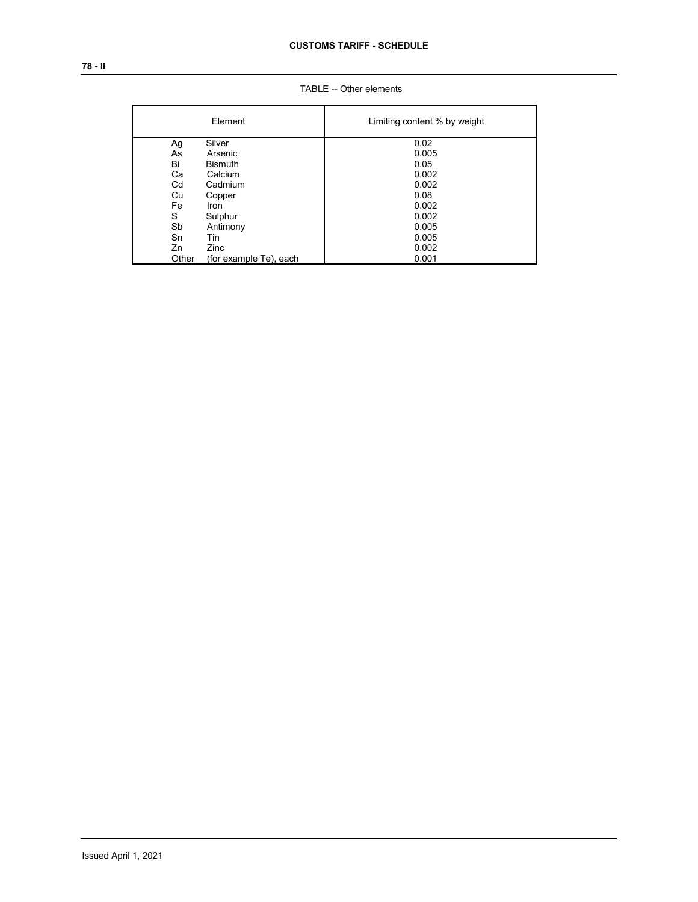TABLE -- Other elements

| Element | | Limiting content % by weight |
|---|---|---|
| Ag | Silver | 0.02 |
| As | Arsenic | 0.005 |
| Bi | Bismuth | 0.05 |
| Ca | Calcium | 0.002 |
| Cd | Cadmium | 0.002 |
| Cu | Copper | 0.08 |
| Fe | Iron | 0.002 |
| S | Sulphur | 0.002 |
| Sb | Antimony | 0.005 |
| Sn | Tin | 0.005 |
| Zn | Zinc | 0.002 |
| Other | (for example Te), each | 0.001 |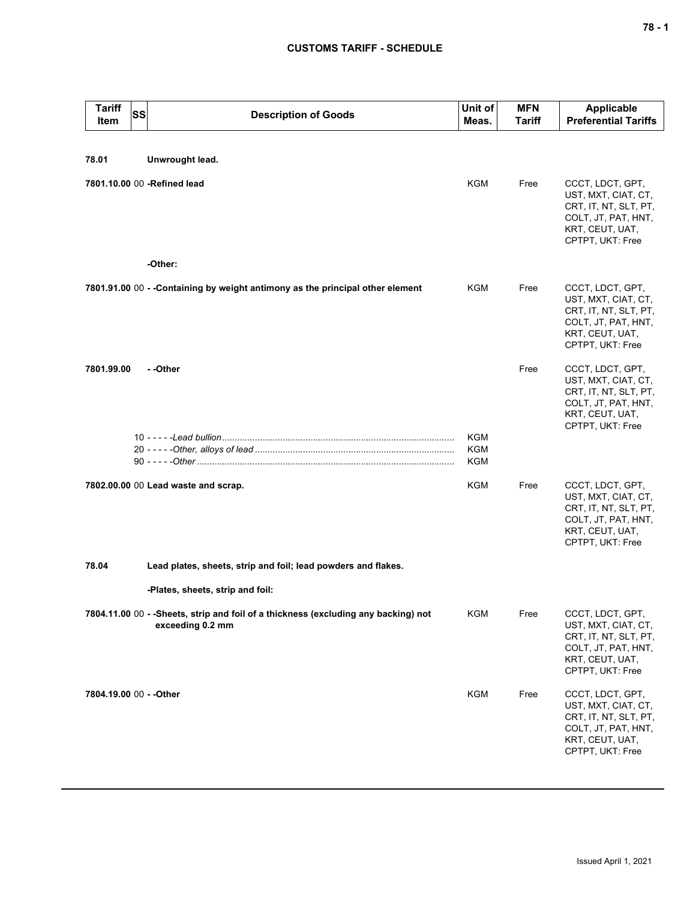## CUSTOMS TARIFF - SCHEDULE

| Tariff Item | SS | Description of Goods | Unit of Meas. | MFN Tariff | Applicable Preferential Tariffs |
|---|---|---|---|---|---|
| **78.01** | | **Unwrought lead.** | | | |
| **7801.10.00** | 00 | **-Refined lead** | KGM | Free | CCCT, LDCT, GPT, UST, MXT, CIAT, CT, CRT, IT, NT, SLT, PT, COLT, JT, PAT, HNT, KRT, CEUT, UAT, CPTPT, UKT: Free |
| | | **-Other:** | | | |
| **7801.91.00** | 00 | **- -Containing by weight antimony as the principal other element** | KGM | Free | CCCT, LDCT, GPT, UST, MXT, CIAT, CT, CRT, IT, NT, SLT, PT, COLT, JT, PAT, HNT, KRT, CEUT, UAT, CPTPT, UKT: Free |
| **7801.99.00** | | **- -Other** | | Free | CCCT, LDCT, GPT, UST, MXT, CIAT, CT, CRT, IT, NT, SLT, PT, COLT, JT, PAT, HNT, KRT, CEUT, UAT, CPTPT, UKT: Free |
| | 10 | - - - - -*Lead bullion* | KGM | | |
| | 20 | - - - - -*Other, alloys of lead* | KGM | | |
| | 90 | - - - - -*Other* | KGM | | |
| **7802.00.00** | 00 | **Lead waste and scrap.** | KGM | Free | CCCT, LDCT, GPT, UST, MXT, CIAT, CT, CRT, IT, NT, SLT, PT, COLT, JT, PAT, HNT, KRT, CEUT, UAT, CPTPT, UKT: Free |
| **78.04** | | **Lead plates, sheets, strip and foil; lead powders and flakes.** | | | |
| | | **-Plates, sheets, strip and foil:** | | | |
| **7804.11.00** | 00 | **- -Sheets, strip and foil of a thickness (excluding any backing) not exceeding 0.2 mm** | KGM | Free | CCCT, LDCT, GPT, UST, MXT, CIAT, CT, CRT, IT, NT, SLT, PT, COLT, JT, PAT, HNT, KRT, CEUT, UAT, CPTPT, UKT: Free |
| **7804.19.00** | 00 | **- -Other** | KGM | Free | CCCT, LDCT, GPT, UST, MXT, CIAT, CT, CRT, IT, NT, SLT, PT, COLT, JT, PAT, HNT, KRT, CEUT, UAT, CPTPT, UKT: Free |

Issued April 1, 2021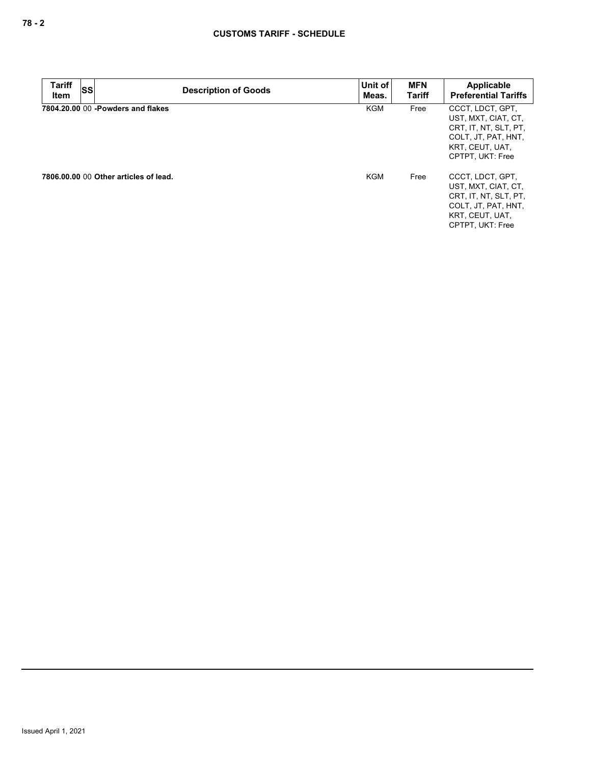| Tariff Item | SS | Description of Goods | Unit of Meas. | MFN Tariff | Applicable Preferential Tariffs |
|---|---|---|---|---|---|
| **7804.20.00** | 00 | **-Powders and flakes** | KGM | Free | CCCT, LDCT, GPT, UST, MXT, CIAT, CT, CRT, IT, NT, SLT, PT, COLT, JT, PAT, HNT, KRT, CEUT, UAT, CPTPT, UKT: Free |
| **7806.00.00** | 00 | **Other articles of lead.** | KGM | Free | CCCT, LDCT, GPT, UST, MXT, CIAT, CT, CRT, IT, NT, SLT, PT, COLT, JT, PAT, HNT, KRT, CEUT, UAT, CPTPT, UKT: Free |